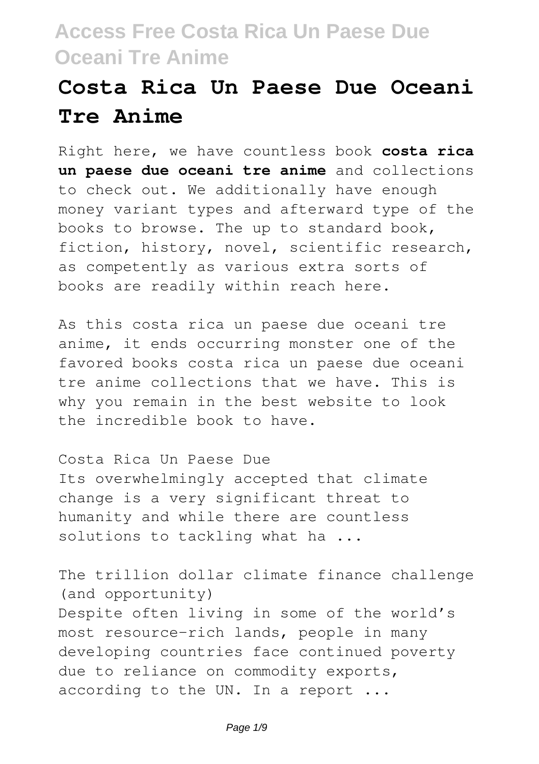# Costa Rica Un Paese Due Oceani Tre Anime

Right here, we have countless book **costa rica un paese due oceani tre anime** and collections to check out. We additionally have enough money variant types and afterward type of the books to browse. The up to standard book, fiction, history, novel, scientific research, as competently as various extra sorts of books are readily within reach here.

As this costa rica un paese due oceani tre anime, it ends occurring monster one of the favored books costa rica un paese due oceani tre anime collections that we have. This is why you remain in the best website to look the incredible book to have.

Costa Rica Un Paese Due

Its overwhelmingly accepted that climate change is a very significant threat to humanity and while there are countless solutions to tackling what ha ...

The trillion dollar climate finance challenge (and opportunity)

Despite often living in some of the world's most resource-rich lands, people in many developing countries face continued poverty due to reliance on commodity exports, according to the UN. In a report ...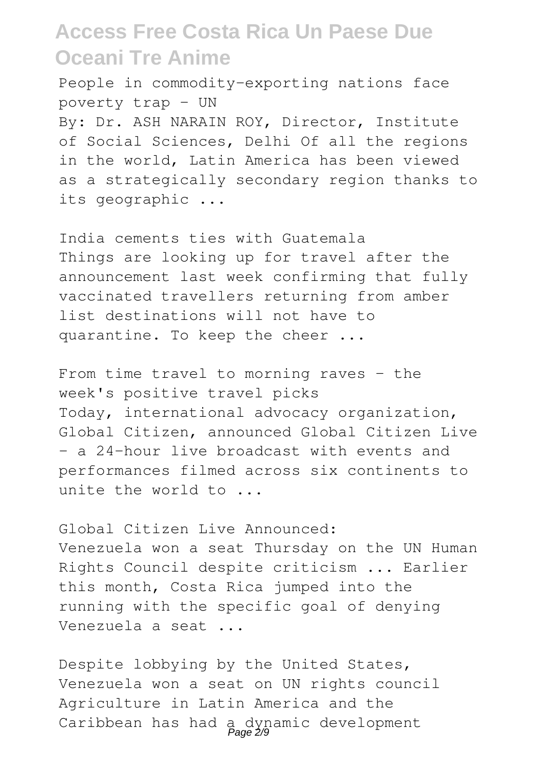People in commodity-exporting nations face poverty trap - UN

By: Dr. ASH NARAIN ROY, Director, Institute of Social Sciences, Delhi Of all the regions in the world, Latin America has been viewed as a strategically secondary region thanks to its geographic ...

India cements ties with Guatemala

Things are looking up for travel after the announcement last week confirming that fully vaccinated travellers returning from amber list destinations will not have to quarantine. To keep the cheer ...

From time travel to morning raves - the week's positive travel picks

Today, international advocacy organization, Global Citizen, announced Global Citizen Live - a 24-hour live broadcast with events and performances filmed across six continents to unite the world to ...

Global Citizen Live Announced:

Venezuela won a seat Thursday on the UN Human Rights Council despite criticism ... Earlier this month, Costa Rica jumped into the running with the specific goal of denying Venezuela a seat ...

Despite lobbying by the United States, Venezuela won a seat on UN rights council

Agriculture in Latin America and the Caribbean has had a dynamic development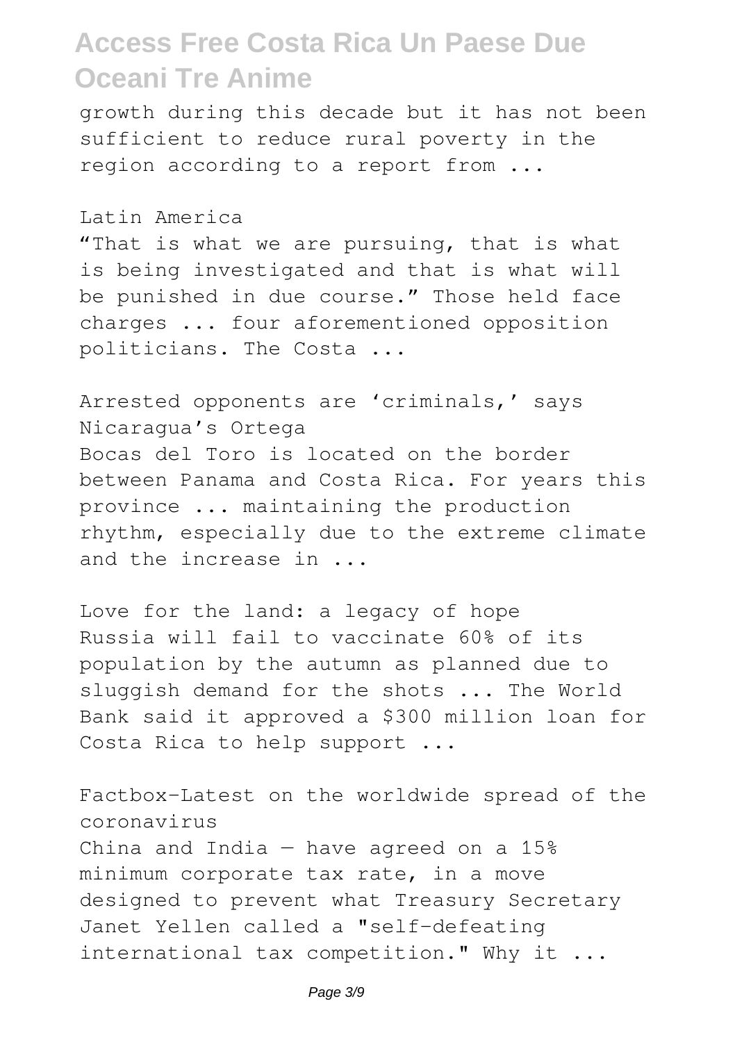growth during this decade but it has not been sufficient to reduce rural poverty in the region according to a report from ...

Latin America

"That is what we are pursuing, that is what is being investigated and that is what will be punished in due course." Those held face charges ... four aforementioned opposition politicians. The Costa ...

Arrested opponents are 'criminals,' says Nicaragua's Ortega

Bocas del Toro is located on the border between Panama and Costa Rica. For years this province ... maintaining the production rhythm, especially due to the extreme climate and the increase in ...

Love for the land: a legacy of hope

Russia will fail to vaccinate 60% of its population by the autumn as planned due to sluggish demand for the shots ... The World Bank said it approved a $300 million loan for Costa Rica to help support ...

Factbox-Latest on the worldwide spread of the coronavirus

China and India — have agreed on a 15% minimum corporate tax rate, in a move designed to prevent what Treasury Secretary Janet Yellen called a "self-defeating international tax competition." Why it ...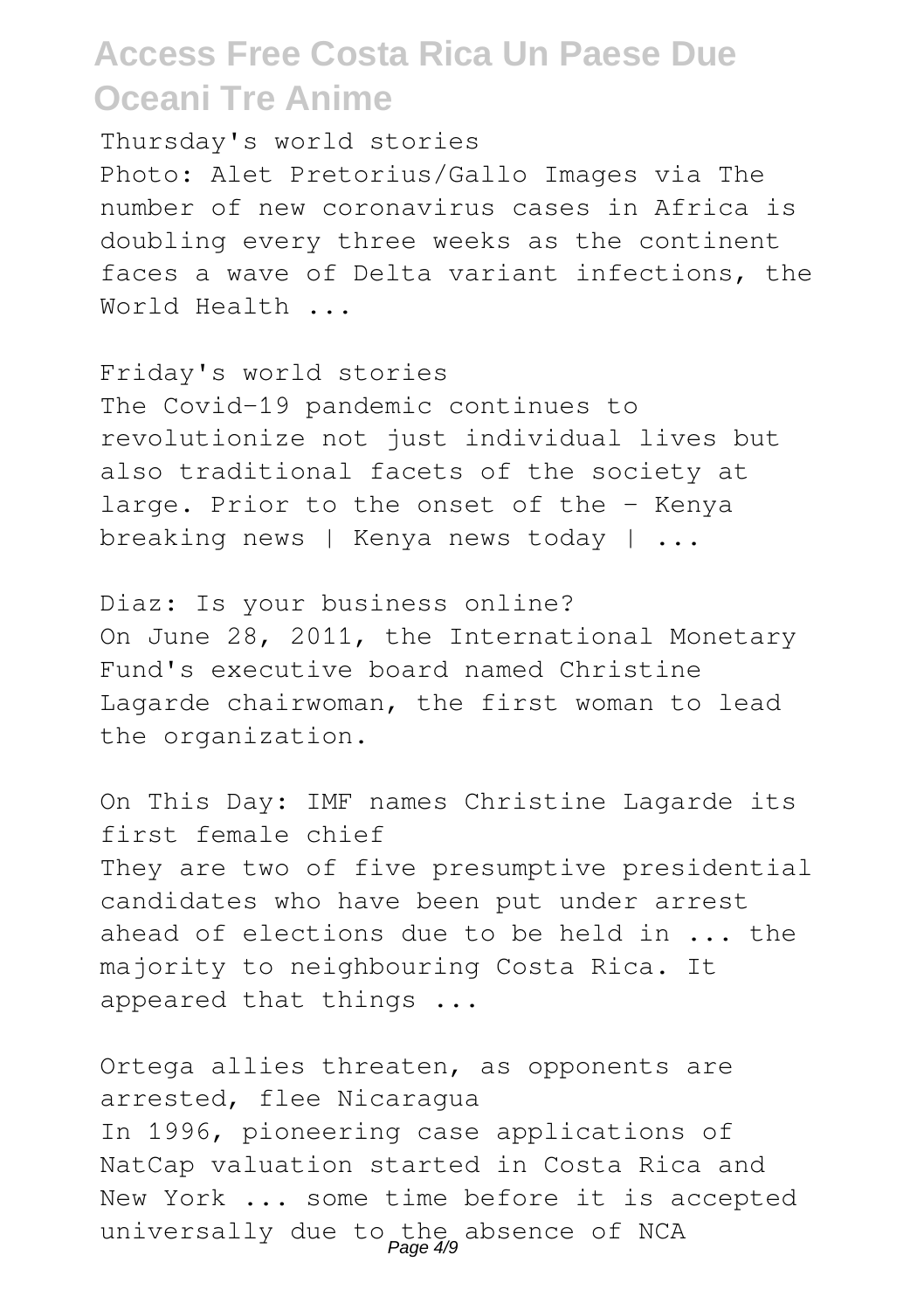Thursday's world stories

Photo: Alet Pretorius/Gallo Images via The number of new coronavirus cases in Africa is doubling every three weeks as the continent faces a wave of Delta variant infections, the World Health ...

Friday's world stories

The Covid-19 pandemic continues to revolutionize not just individual lives but also traditional facets of the society at large. Prior to the onset of the - Kenya breaking news | Kenya news today | ...

Diaz: Is your business online?

On June 28, 2011, the International Monetary Fund's executive board named Christine Lagarde chairwoman, the first woman to lead the organization.

On This Day: IMF names Christine Lagarde its first female chief

They are two of five presumptive presidential candidates who have been put under arrest ahead of elections due to be held in ... the majority to neighbouring Costa Rica. It appeared that things ...

Ortega allies threaten, as opponents are arrested, flee Nicaragua

In 1996, pioneering case applications of NatCap valuation started in Costa Rica and New York ... some time before it is accepted universally due to the absence of NCA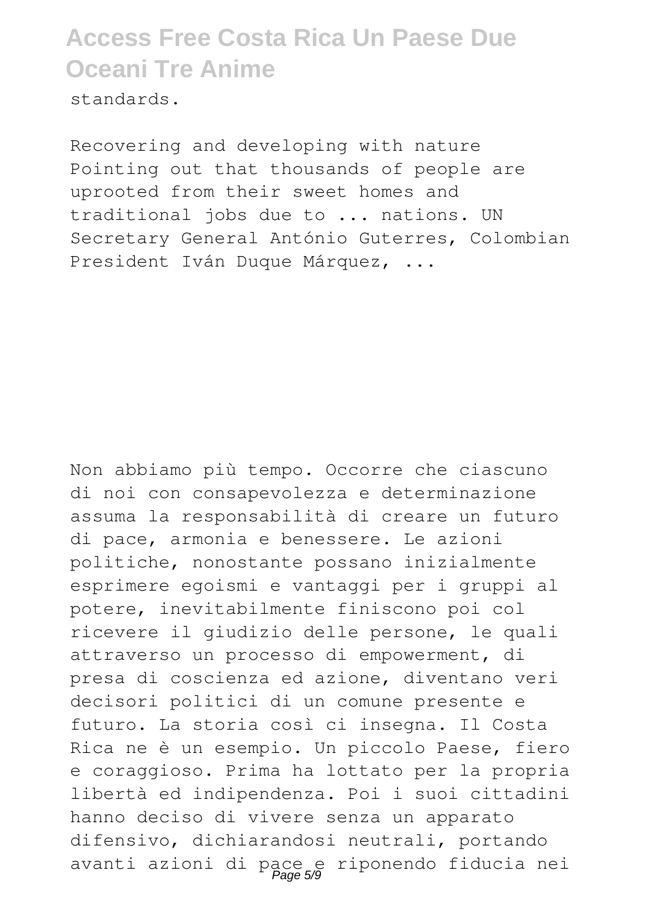standards.

Recovering and developing with nature Pointing out that thousands of people are uprooted from their sweet homes and traditional jobs due to ... nations. UN Secretary General António Guterres, Colombian President Iván Duque Márquez, ...

Non abbiamo più tempo. Occorre che ciascuno di noi con consapevolezza e determinazione assuma la responsabilità di creare un futuro di pace, armonia e benessere. Le azioni politiche, nonostante possano inizialmente esprimere egoismi e vantaggi per i gruppi al potere, inevitabilmente finiscono poi col ricevere il giudizio delle persone, le quali attraverso un processo di empowerment, di presa di coscienza ed azione, diventano veri decisori politici di un comune presente e futuro. La storia così ci insegna. Il Costa Rica ne è un esempio. Un piccolo Paese, fiero e coraggioso. Prima ha lottato per la propria libertà ed indipendenza. Poi i suoi cittadini hanno deciso di vivere senza un apparato difensivo, dichiarandosi neutrali, portando avanti azioni di pace e riponendo fiducia nei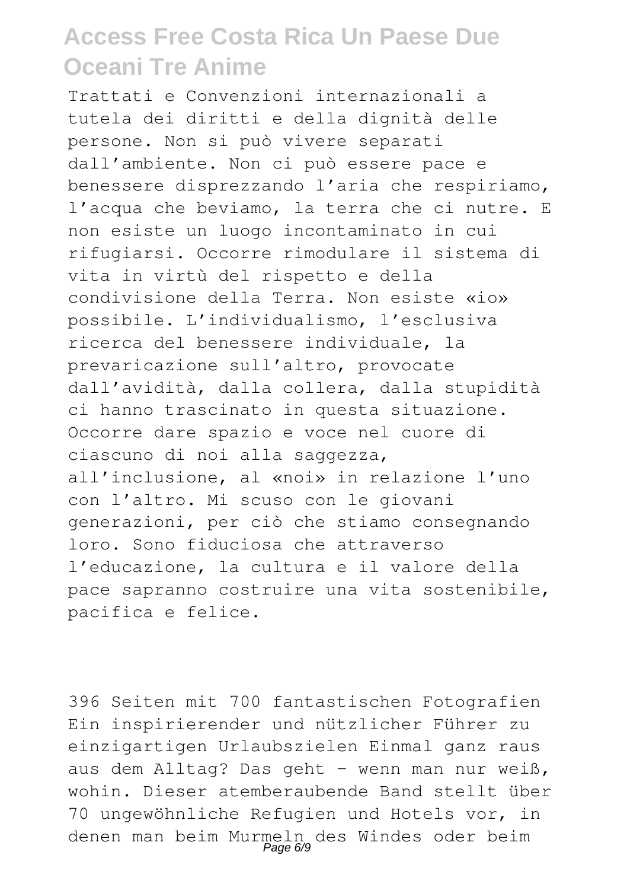Trattati e Convenzioni internazionali a tutela dei diritti e della dignità delle persone. Non si può vivere separati dall’ambiente. Non ci può essere pace e benessere disprezzando l’aria che respiriamo, l’acqua che beviamo, la terra che ci nutre. E non esiste un luogo incontaminato in cui rifugiarsi. Occorre rimodulare il sistema di vita in virtù del rispetto e della condivisione della Terra. Non esiste «io» possibile. L’individualismo, l’esclusiva ricerca del benessere individuale, la prevaricazione sull’altro, provocate dall’avidità, dalla collera, dalla stupidità ci hanno trascinato in questa situazione. Occorre dare spazio e voce nel cuore di ciascuno di noi alla saggezza, all’inclusione, al «noi» in relazione l’uno con l’altro. Mi scuso con le giovani generazioni, per ciò che stiamo consegnando loro. Sono fiduciosa che attraverso l’educazione, la cultura e il valore della pace sapranno costruire una vita sostenibile, pacifica e felice.

396 Seiten mit 700 fantastischen Fotografien Ein inspirierender und nützlicher Führer zu einzigartigen Urlaubszielen Einmal ganz raus aus dem Alltag? Das geht – wenn man nur weiß, wohin. Dieser atemberaubende Band stellt über 70 ungewöhnliche Refugien und Hotels vor, in denen man beim Murmeln des Windes oder beim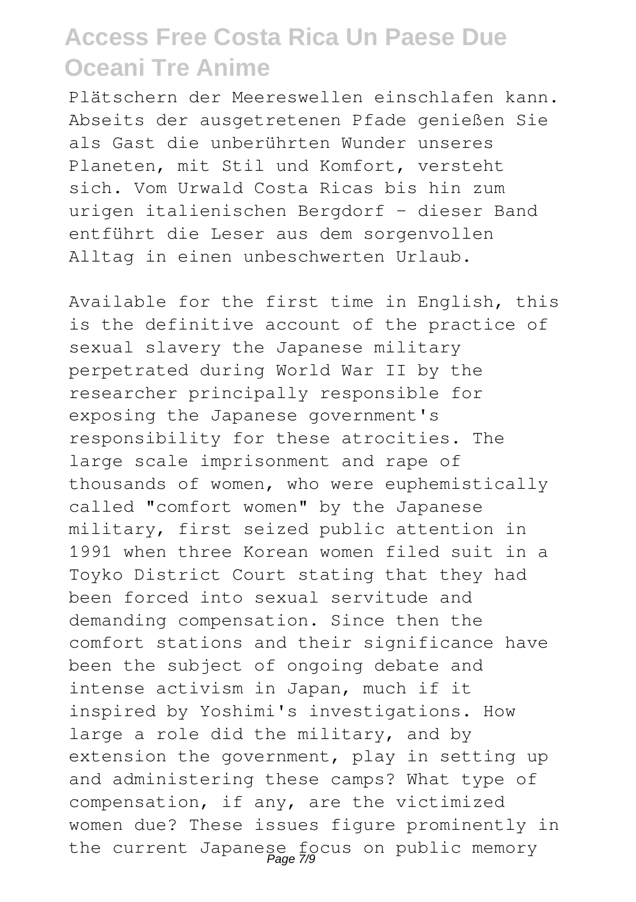Plätschern der Meereswellen einschlafen kann. Abseits der ausgetretenen Pfade genießen Sie als Gast die unberührten Wunder unseres Planeten, mit Stil und Komfort, versteht sich. Vom Urwald Costa Ricas bis hin zum urigen italienischen Bergdorf - dieser Band entführt die Leser aus dem sorgenvollen Alltag in einen unbeschwerten Urlaub.

Available for the first time in English, this is the definitive account of the practice of sexual slavery the Japanese military perpetrated during World War II by the researcher principally responsible for exposing the Japanese government's responsibility for these atrocities. The large scale imprisonment and rape of thousands of women, who were euphemistically called "comfort women" by the Japanese military, first seized public attention in 1991 when three Korean women filed suit in a Toyko District Court stating that they had been forced into sexual servitude and demanding compensation. Since then the comfort stations and their significance have been the subject of ongoing debate and intense activism in Japan, much if it inspired by Yoshimi's investigations. How large a role did the military, and by extension the government, play in setting up and administering these camps? What type of compensation, if any, are the victimized women due? These issues figure prominently in the current Japanese focus on public memory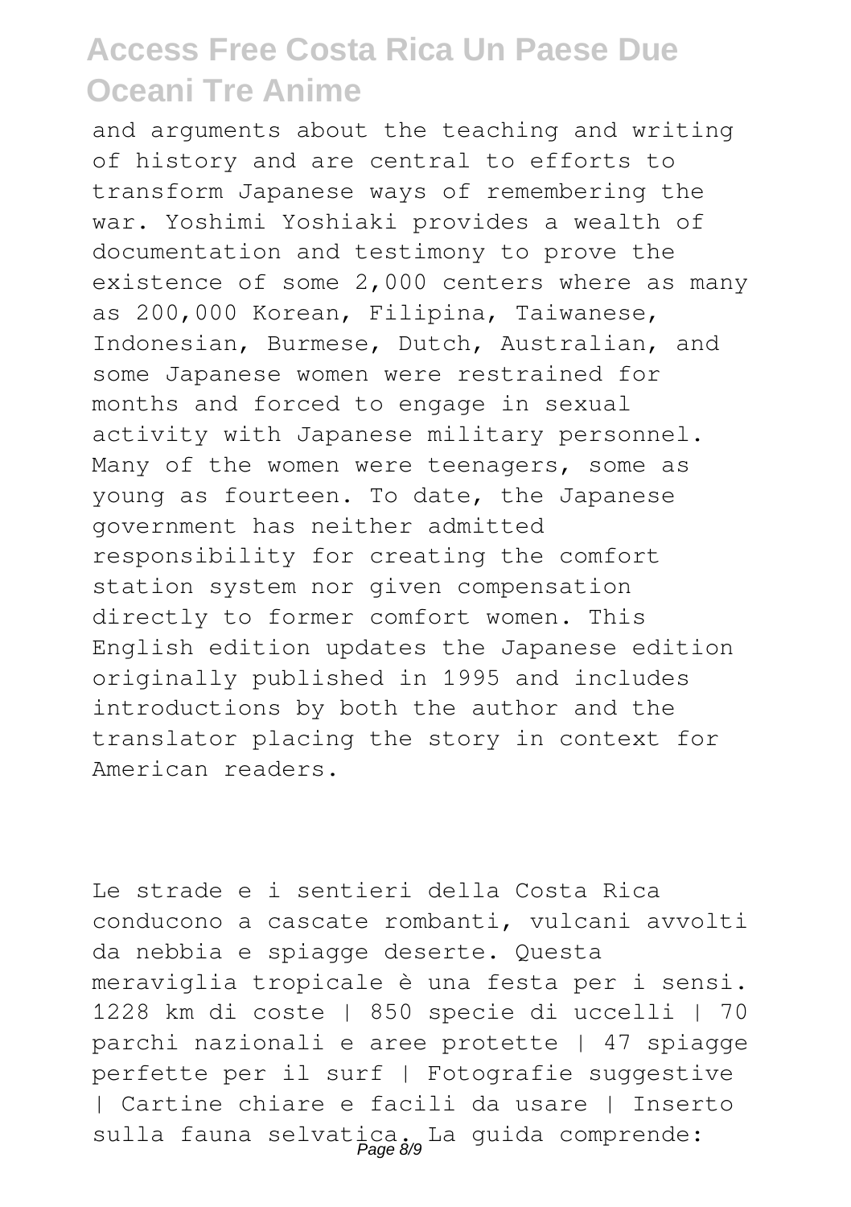and arguments about the teaching and writing of history and are central to efforts to transform Japanese ways of remembering the war. Yoshimi Yoshiaki provides a wealth of documentation and testimony to prove the existence of some 2,000 centers where as many as 200,000 Korean, Filipina, Taiwanese, Indonesian, Burmese, Dutch, Australian, and some Japanese women were restrained for months and forced to engage in sexual activity with Japanese military personnel. Many of the women were teenagers, some as young as fourteen. To date, the Japanese government has neither admitted responsibility for creating the comfort station system nor given compensation directly to former comfort women. This English edition updates the Japanese edition originally published in 1995 and includes introductions by both the author and the translator placing the story in context for American readers.

Le strade e i sentieri della Costa Rica conducono a cascate rombanti, vulcani avvolti da nebbia e spiagge deserte. Questa meraviglia tropicale è una festa per i sensi. 1228 km di coste | 850 specie di uccelli | 70 parchi nazionali e aree protette | 47 spiagge perfette per il surf | Fotografie suggestive | Cartine chiare e facili da usare | Inserto sulla fauna selvatica. La guida comprende: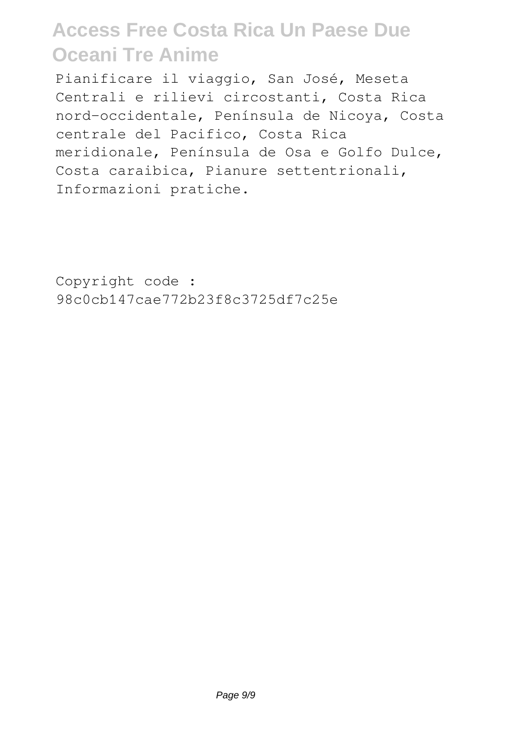Pianificare il viaggio, San José, Meseta Centrali e rilievi circostanti, Costa Rica nord-occidentale, Península de Nicoya, Costa centrale del Pacifico, Costa Rica meridionale, Península de Osa e Golfo Dulce, Costa caraibica, Pianure settentrionali, Informazioni pratiche.

Copyright code : 98c0cb147cae772b23f8c3725df7c25e